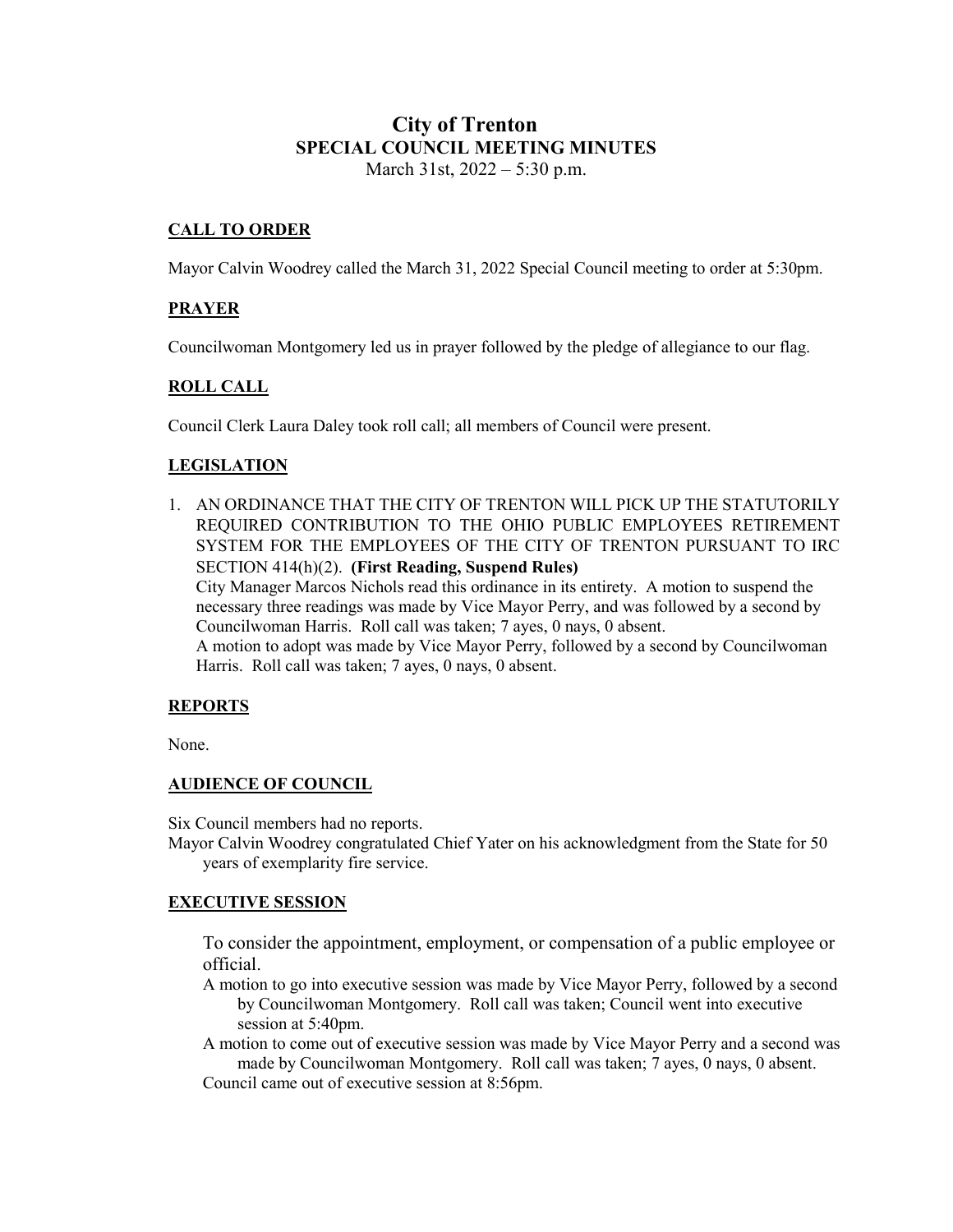# City of Trenton

## SPECIAL COUNCIL MEETING MINUTES

March 31st, 2022 – 5:30 p.m.

### CALL TO ORDER

Mayor Calvin Woodrey called the March 31, 2022 Special Council meeting to order at 5:30pm.

### PRAYER

Councilwoman Montgomery led us in prayer followed by the pledge of allegiance to our flag.

### ROLL CALL

Council Clerk Laura Daley took roll call; all members of Council were present.

### LEGISLATION

1. AN ORDINANCE THAT THE CITY OF TRENTON WILL PICK UP THE STATUTORILY REQUIRED CONTRIBUTION TO THE OHIO PUBLIC EMPLOYEES RETIREMENT SYSTEM FOR THE EMPLOYEES OF THE CITY OF TRENTON PURSUANT TO IRC SECTION 414(h)(2). **(First Reading, Suspend Rules)**
   City Manager Marcos Nichols read this ordinance in its entirety. A motion to suspend the necessary three readings was made by Vice Mayor Perry, and was followed by a second by Councilwoman Harris. Roll call was taken; 7 ayes, 0 nays, 0 absent.
   A motion to adopt was made by Vice Mayor Perry, followed by a second by Councilwoman Harris. Roll call was taken; 7 ayes, 0 nays, 0 absent.

### REPORTS

None.

### AUDIENCE OF COUNCIL

Six Council members had no reports.

Mayor Calvin Woodrey congratulated Chief Yater on his acknowledgment from the State for 50 years of exemplarity fire service.

### EXECUTIVE SESSION

To consider the appointment, employment, or compensation of a public employee or official.

A motion to go into executive session was made by Vice Mayor Perry, followed by a second by Councilwoman Montgomery. Roll call was taken; Council went into executive session at 5:40pm.

A motion to come out of executive session was made by Vice Mayor Perry and a second was made by Councilwoman Montgomery. Roll call was taken; 7 ayes, 0 nays, 0 absent.

Council came out of executive session at 8:56pm.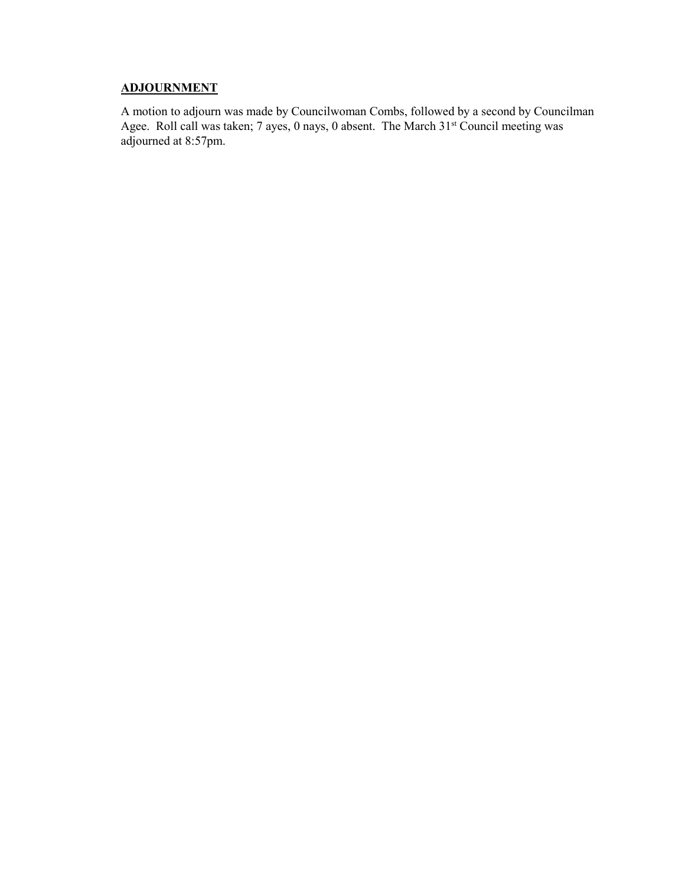**ADJOURNMENT**

A motion to adjourn was made by Councilwoman Combs, followed by a second by Councilman Agee. Roll call was taken; 7 ayes, 0 nays, 0 absent. The March 31st Council meeting was adjourned at 8:57pm.